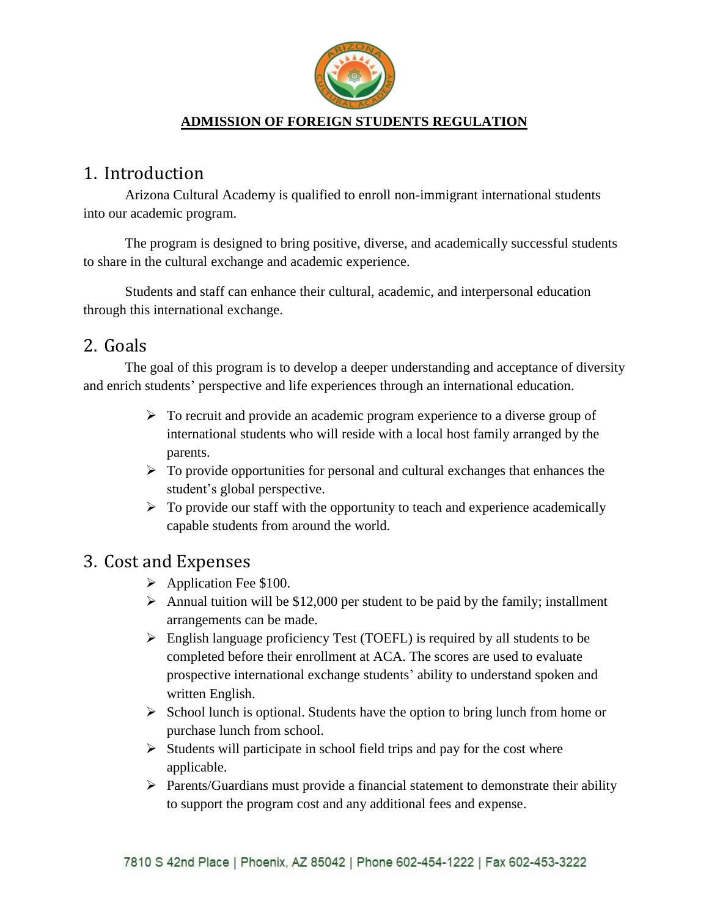# ADMISSION OF FOREIGN STUDENTS REGULATION

## 1. Introduction

Arizona Cultural Academy is qualified to enroll non-immigrant international students into our academic program.

The program is designed to bring positive, diverse, and academically successful students to share in the cultural exchange and academic experience.

Students and staff can enhance their cultural, academic, and interpersonal education through this international exchange.

## 2. Goals

The goal of this program is to develop a deeper understanding and acceptance of diversity and enrich students' perspective and life experiences through an international education.

- To recruit and provide an academic program experience to a diverse group of international students who will reside with a local host family arranged by the parents.
- To provide opportunities for personal and cultural exchanges that enhances the student's global perspective.
- To provide our staff with the opportunity to teach and experience academically capable students from around the world.

## 3. Cost and Expenses

- Application Fee $100.
- Annual tuition will be $12,000 per student to be paid by the family; installment arrangements can be made.
- English language proficiency Test (TOEFL) is required by all students to be completed before their enrollment at ACA. The scores are used to evaluate prospective international exchange students' ability to understand spoken and written English.
- School lunch is optional. Students have the option to bring lunch from home or purchase lunch from school.
- Students will participate in school field trips and pay for the cost where applicable.
- Parents/Guardians must provide a financial statement to demonstrate their ability to support the program cost and any additional fees and expense.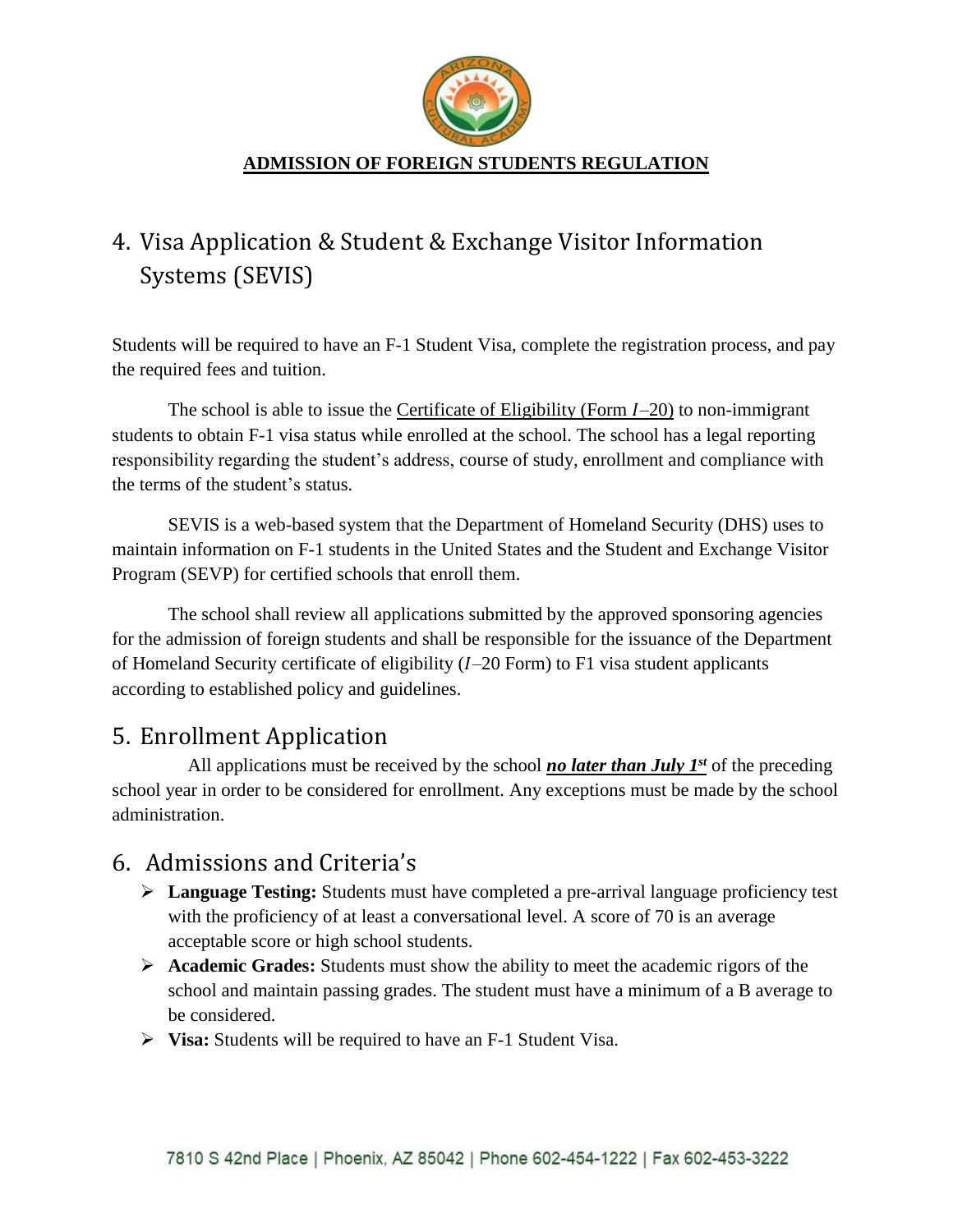**ADMISSION OF FOREIGN STUDENTS REGULATION**

## 4. Visa Application & Student & Exchange Visitor Information Systems (SEVIS)

Students will be required to have an F-1 Student Visa, complete the registration process, and pay the required fees and tuition.

The school is able to issue the Certificate of Eligibility (Form *I*–20) to non-immigrant students to obtain F-1 visa status while enrolled at the school. The school has a legal reporting responsibility regarding the student's address, course of study, enrollment and compliance with the terms of the student's status.

SEVIS is a web-based system that the Department of Homeland Security (DHS) uses to maintain information on F-1 students in the United States and the Student and Exchange Visitor Program (SEVP) for certified schools that enroll them.

The school shall review all applications submitted by the approved sponsoring agencies for the admission of foreign students and shall be responsible for the issuance of the Department of Homeland Security certificate of eligibility (*I*–20 Form) to F1 visa student applicants according to established policy and guidelines.

## 5. Enrollment Application

All applications must be received by the school ***no later than July 1st*** of the preceding school year in order to be considered for enrollment. Any exceptions must be made by the school administration.

## 6. Admissions and Criteria's

- **Language Testing:** Students must have completed a pre-arrival language proficiency test with the proficiency of at least a conversational level. A score of 70 is an average acceptable score or high school students.
- **Academic Grades:** Students must show the ability to meet the academic rigors of the school and maintain passing grades. The student must have a minimum of a B average to be considered.
- **Visa:** Students will be required to have an F-1 Student Visa.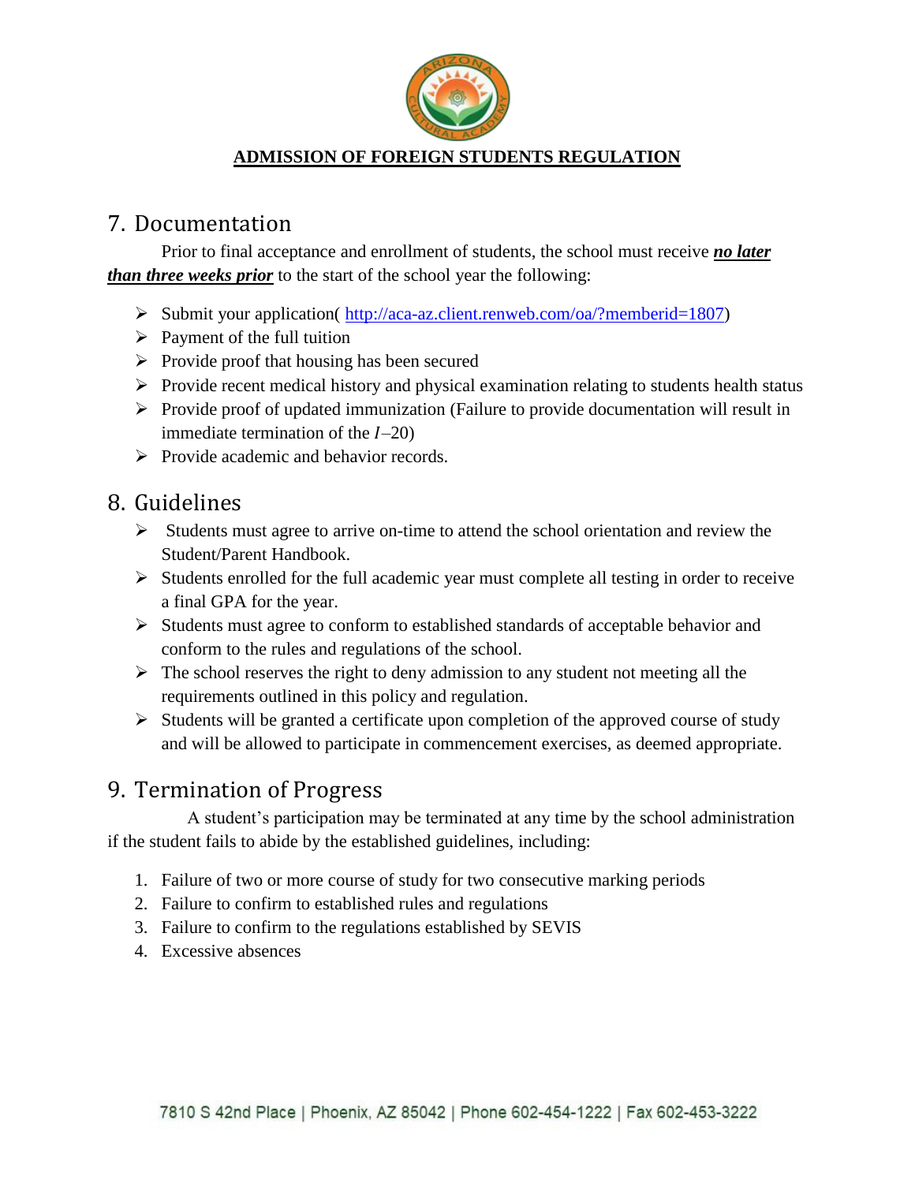**ADMISSION OF FOREIGN STUDENTS REGULATION**

## 7. Documentation

Prior to final acceptance and enrollment of students, the school must receive ***no later than three weeks prior*** to the start of the school year the following:

- Submit your application( http://aca-az.client.renweb.com/oa/?memberid=1807)
- Payment of the full tuition
- Provide proof that housing has been secured
- Provide recent medical history and physical examination relating to students health status
- Provide proof of updated immunization (Failure to provide documentation will result in immediate termination of the *I*–20)
- Provide academic and behavior records.

## 8. Guidelines

- Students must agree to arrive on-time to attend the school orientation and review the Student/Parent Handbook.
- Students enrolled for the full academic year must complete all testing in order to receive a final GPA for the year.
- Students must agree to conform to established standards of acceptable behavior and conform to the rules and regulations of the school.
- The school reserves the right to deny admission to any student not meeting all the requirements outlined in this policy and regulation.
- Students will be granted a certificate upon completion of the approved course of study and will be allowed to participate in commencement exercises, as deemed appropriate.

## 9. Termination of Progress

A student's participation may be terminated at any time by the school administration if the student fails to abide by the established guidelines, including:

1. Failure of two or more course of study for two consecutive marking periods
2. Failure to confirm to established rules and regulations
3. Failure to confirm to the regulations established by SEVIS
4. Excessive absences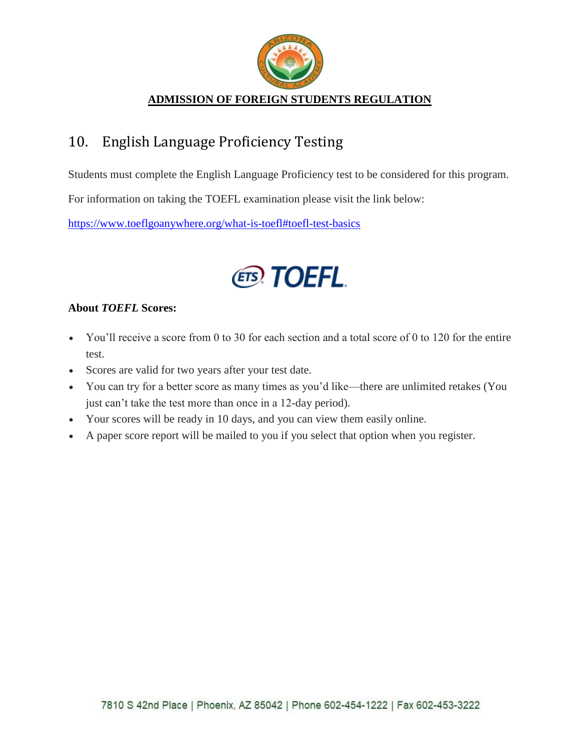**ADMISSION OF FOREIGN STUDENTS REGULATION**

## 10. English Language Proficiency Testing

Students must complete the English Language Proficiency test to be considered for this program.

For information on taking the TOEFL examination please visit the link below:

https://www.toeflgoanywhere.org/what-is-toefl#toefl-test-basics

**About *TOEFL* Scores:**

- You'll receive a score from 0 to 30 for each section and a total score of 0 to 120 for the entire test.
- Scores are valid for two years after your test date.
- You can try for a better score as many times as you'd like—there are unlimited retakes (You just can't take the test more than once in a 12-day period).
- Your scores will be ready in 10 days, and you can view them easily online.
- A paper score report will be mailed to you if you select that option when you register.